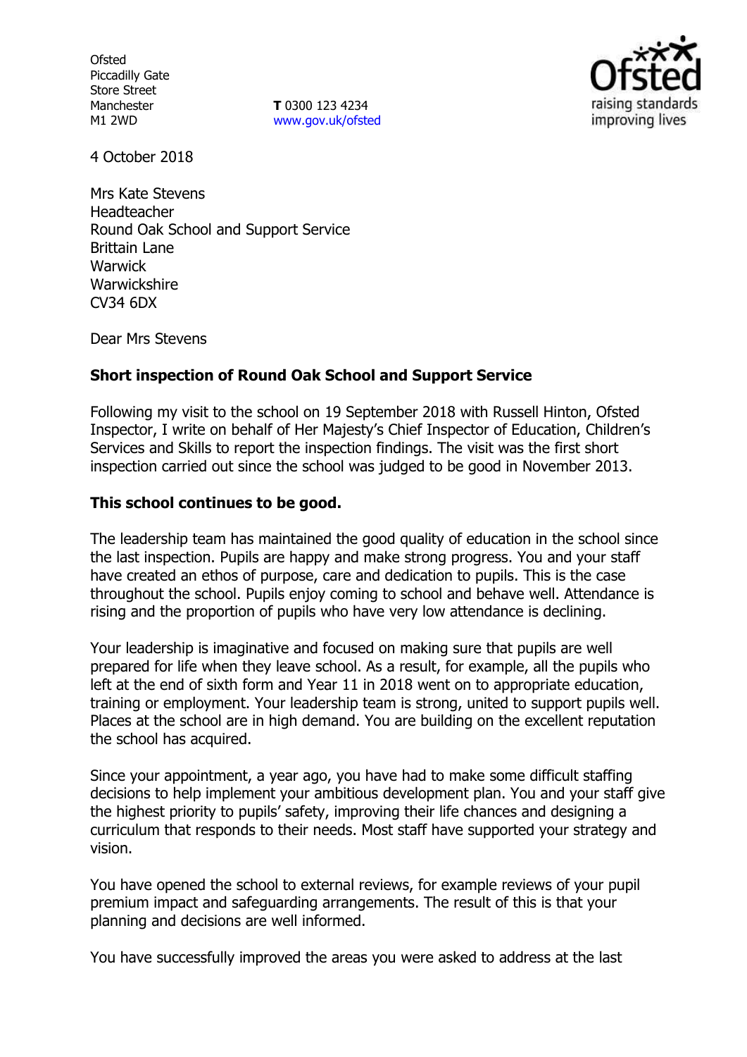Ofsted
Piccadilly Gate
Store Street
Manchester
M1 2WD

**T** 0300 123 4234
www.gov.uk/ofsted

4 October 2018

Mrs Kate Stevens
Headteacher
Round Oak School and Support Service
Brittain Lane
Warwick
Warwickshire
CV34 6DX

Dear Mrs Stevens

**Short inspection of Round Oak School and Support Service**

Following my visit to the school on 19 September 2018 with Russell Hinton, Ofsted Inspector, I write on behalf of Her Majesty's Chief Inspector of Education, Children's Services and Skills to report the inspection findings. The visit was the first short inspection carried out since the school was judged to be good in November 2013.

**This school continues to be good.**

The leadership team has maintained the good quality of education in the school since the last inspection. Pupils are happy and make strong progress. You and your staff have created an ethos of purpose, care and dedication to pupils. This is the case throughout the school. Pupils enjoy coming to school and behave well. Attendance is rising and the proportion of pupils who have very low attendance is declining.

Your leadership is imaginative and focused on making sure that pupils are well prepared for life when they leave school. As a result, for example, all the pupils who left at the end of sixth form and Year 11 in 2018 went on to appropriate education, training or employment. Your leadership team is strong, united to support pupils well. Places at the school are in high demand. You are building on the excellent reputation the school has acquired.

Since your appointment, a year ago, you have had to make some difficult staffing decisions to help implement your ambitious development plan. You and your staff give the highest priority to pupils' safety, improving their life chances and designing a curriculum that responds to their needs. Most staff have supported your strategy and vision.

You have opened the school to external reviews, for example reviews of your pupil premium impact and safeguarding arrangements. The result of this is that your planning and decisions are well informed.

You have successfully improved the areas you were asked to address at the last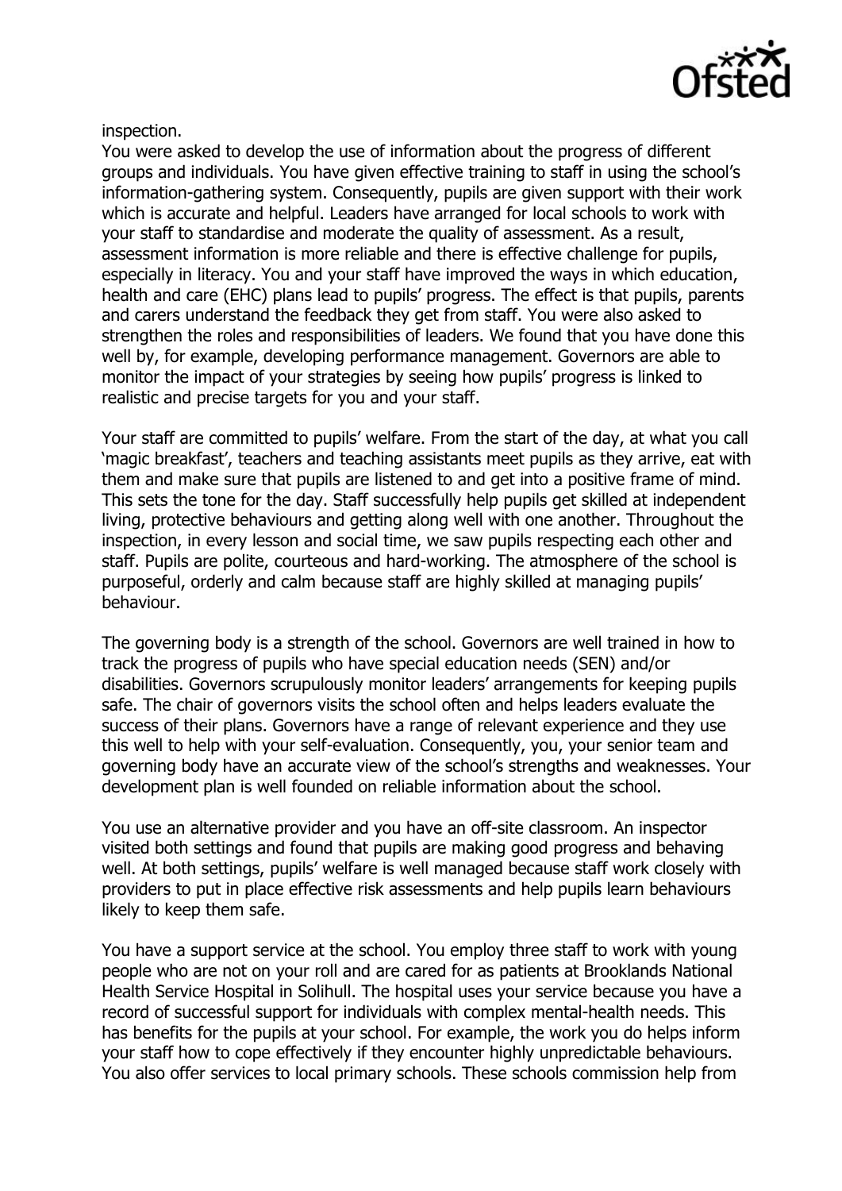inspection.

You were asked to develop the use of information about the progress of different groups and individuals. You have given effective training to staff in using the school's information-gathering system. Consequently, pupils are given support with their work which is accurate and helpful. Leaders have arranged for local schools to work with your staff to standardise and moderate the quality of assessment. As a result, assessment information is more reliable and there is effective challenge for pupils, especially in literacy. You and your staff have improved the ways in which education, health and care (EHC) plans lead to pupils' progress. The effect is that pupils, parents and carers understand the feedback they get from staff. You were also asked to strengthen the roles and responsibilities of leaders. We found that you have done this well by, for example, developing performance management. Governors are able to monitor the impact of your strategies by seeing how pupils' progress is linked to realistic and precise targets for you and your staff.

Your staff are committed to pupils' welfare. From the start of the day, at what you call 'magic breakfast', teachers and teaching assistants meet pupils as they arrive, eat with them and make sure that pupils are listened to and get into a positive frame of mind. This sets the tone for the day. Staff successfully help pupils get skilled at independent living, protective behaviours and getting along well with one another. Throughout the inspection, in every lesson and social time, we saw pupils respecting each other and staff. Pupils are polite, courteous and hard-working. The atmosphere of the school is purposeful, orderly and calm because staff are highly skilled at managing pupils' behaviour.

The governing body is a strength of the school. Governors are well trained in how to track the progress of pupils who have special education needs (SEN) and/or disabilities. Governors scrupulously monitor leaders' arrangements for keeping pupils safe. The chair of governors visits the school often and helps leaders evaluate the success of their plans. Governors have a range of relevant experience and they use this well to help with your self-evaluation. Consequently, you, your senior team and governing body have an accurate view of the school's strengths and weaknesses. Your development plan is well founded on reliable information about the school.

You use an alternative provider and you have an off-site classroom. An inspector visited both settings and found that pupils are making good progress and behaving well. At both settings, pupils' welfare is well managed because staff work closely with providers to put in place effective risk assessments and help pupils learn behaviours likely to keep them safe.

You have a support service at the school. You employ three staff to work with young people who are not on your roll and are cared for as patients at Brooklands National Health Service Hospital in Solihull. The hospital uses your service because you have a record of successful support for individuals with complex mental-health needs. This has benefits for the pupils at your school. For example, the work you do helps inform your staff how to cope effectively if they encounter highly unpredictable behaviours. You also offer services to local primary schools. These schools commission help from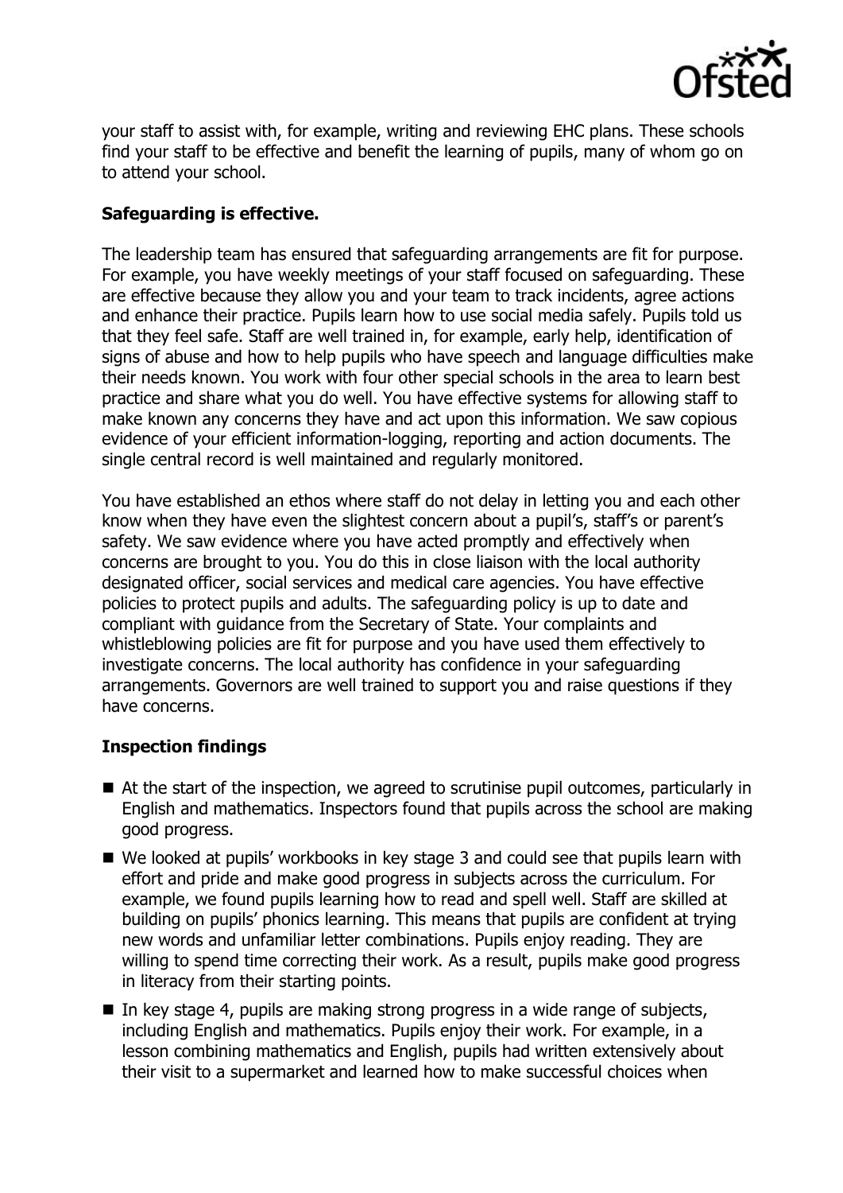your staff to assist with, for example, writing and reviewing EHC plans. These schools find your staff to be effective and benefit the learning of pupils, many of whom go on to attend your school.

**Safeguarding is effective.**

The leadership team has ensured that safeguarding arrangements are fit for purpose. For example, you have weekly meetings of your staff focused on safeguarding. These are effective because they allow you and your team to track incidents, agree actions and enhance their practice. Pupils learn how to use social media safely. Pupils told us that they feel safe. Staff are well trained in, for example, early help, identification of signs of abuse and how to help pupils who have speech and language difficulties make their needs known. You work with four other special schools in the area to learn best practice and share what you do well. You have effective systems for allowing staff to make known any concerns they have and act upon this information. We saw copious evidence of your efficient information-logging, reporting and action documents. The single central record is well maintained and regularly monitored.

You have established an ethos where staff do not delay in letting you and each other know when they have even the slightest concern about a pupil's, staff's or parent's safety. We saw evidence where you have acted promptly and effectively when concerns are brought to you. You do this in close liaison with the local authority designated officer, social services and medical care agencies. You have effective policies to protect pupils and adults. The safeguarding policy is up to date and compliant with guidance from the Secretary of State. Your complaints and whistleblowing policies are fit for purpose and you have used them effectively to investigate concerns. The local authority has confidence in your safeguarding arrangements. Governors are well trained to support you and raise questions if they have concerns.

**Inspection findings**

- At the start of the inspection, we agreed to scrutinise pupil outcomes, particularly in English and mathematics. Inspectors found that pupils across the school are making good progress.
- We looked at pupils' workbooks in key stage 3 and could see that pupils learn with effort and pride and make good progress in subjects across the curriculum. For example, we found pupils learning how to read and spell well. Staff are skilled at building on pupils' phonics learning. This means that pupils are confident at trying new words and unfamiliar letter combinations. Pupils enjoy reading. They are willing to spend time correcting their work. As a result, pupils make good progress in literacy from their starting points.
- In key stage 4, pupils are making strong progress in a wide range of subjects, including English and mathematics. Pupils enjoy their work. For example, in a lesson combining mathematics and English, pupils had written extensively about their visit to a supermarket and learned how to make successful choices when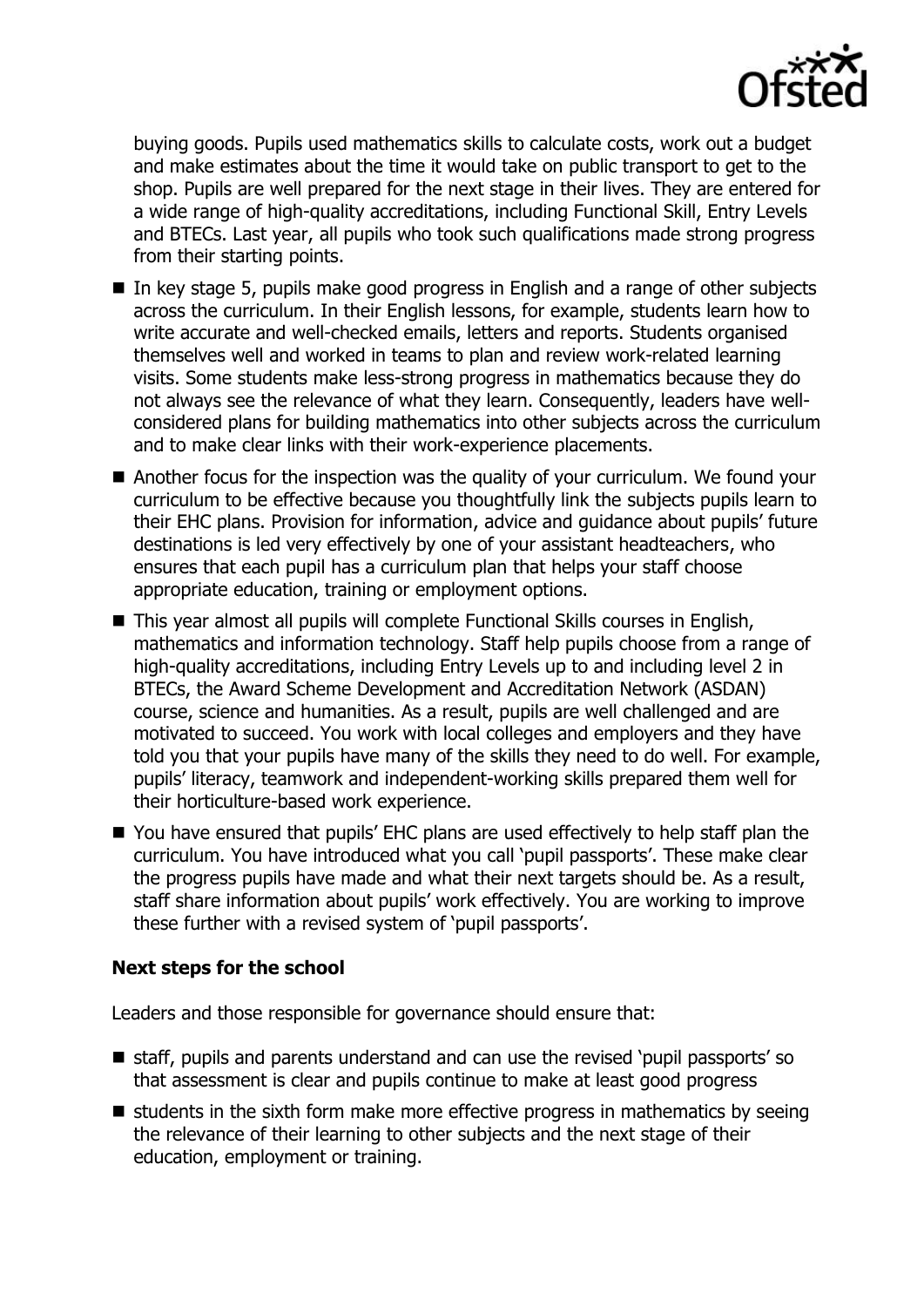buying goods. Pupils used mathematics skills to calculate costs, work out a budget and make estimates about the time it would take on public transport to get to the shop. Pupils are well prepared for the next stage in their lives. They are entered for a wide range of high-quality accreditations, including Functional Skill, Entry Levels and BTECs. Last year, all pupils who took such qualifications made strong progress from their starting points.

- In key stage 5, pupils make good progress in English and a range of other subjects across the curriculum. In their English lessons, for example, students learn how to write accurate and well-checked emails, letters and reports. Students organised themselves well and worked in teams to plan and review work-related learning visits. Some students make less-strong progress in mathematics because they do not always see the relevance of what they learn. Consequently, leaders have well-considered plans for building mathematics into other subjects across the curriculum and to make clear links with their work-experience placements.
- Another focus for the inspection was the quality of your curriculum. We found your curriculum to be effective because you thoughtfully link the subjects pupils learn to their EHC plans. Provision for information, advice and guidance about pupils' future destinations is led very effectively by one of your assistant headteachers, who ensures that each pupil has a curriculum plan that helps your staff choose appropriate education, training or employment options.
- This year almost all pupils will complete Functional Skills courses in English, mathematics and information technology. Staff help pupils choose from a range of high-quality accreditations, including Entry Levels up to and including level 2 in BTECs, the Award Scheme Development and Accreditation Network (ASDAN) course, science and humanities. As a result, pupils are well challenged and are motivated to succeed. You work with local colleges and employers and they have told you that your pupils have many of the skills they need to do well. For example, pupils' literacy, teamwork and independent-working skills prepared them well for their horticulture-based work experience.
- You have ensured that pupils' EHC plans are used effectively to help staff plan the curriculum. You have introduced what you call 'pupil passports'. These make clear the progress pupils have made and what their next targets should be. As a result, staff share information about pupils' work effectively. You are working to improve these further with a revised system of 'pupil passports'.

### Next steps for the school

Leaders and those responsible for governance should ensure that:

- staff, pupils and parents understand and can use the revised 'pupil passports' so that assessment is clear and pupils continue to make at least good progress
- students in the sixth form make more effective progress in mathematics by seeing the relevance of their learning to other subjects and the next stage of their education, employment or training.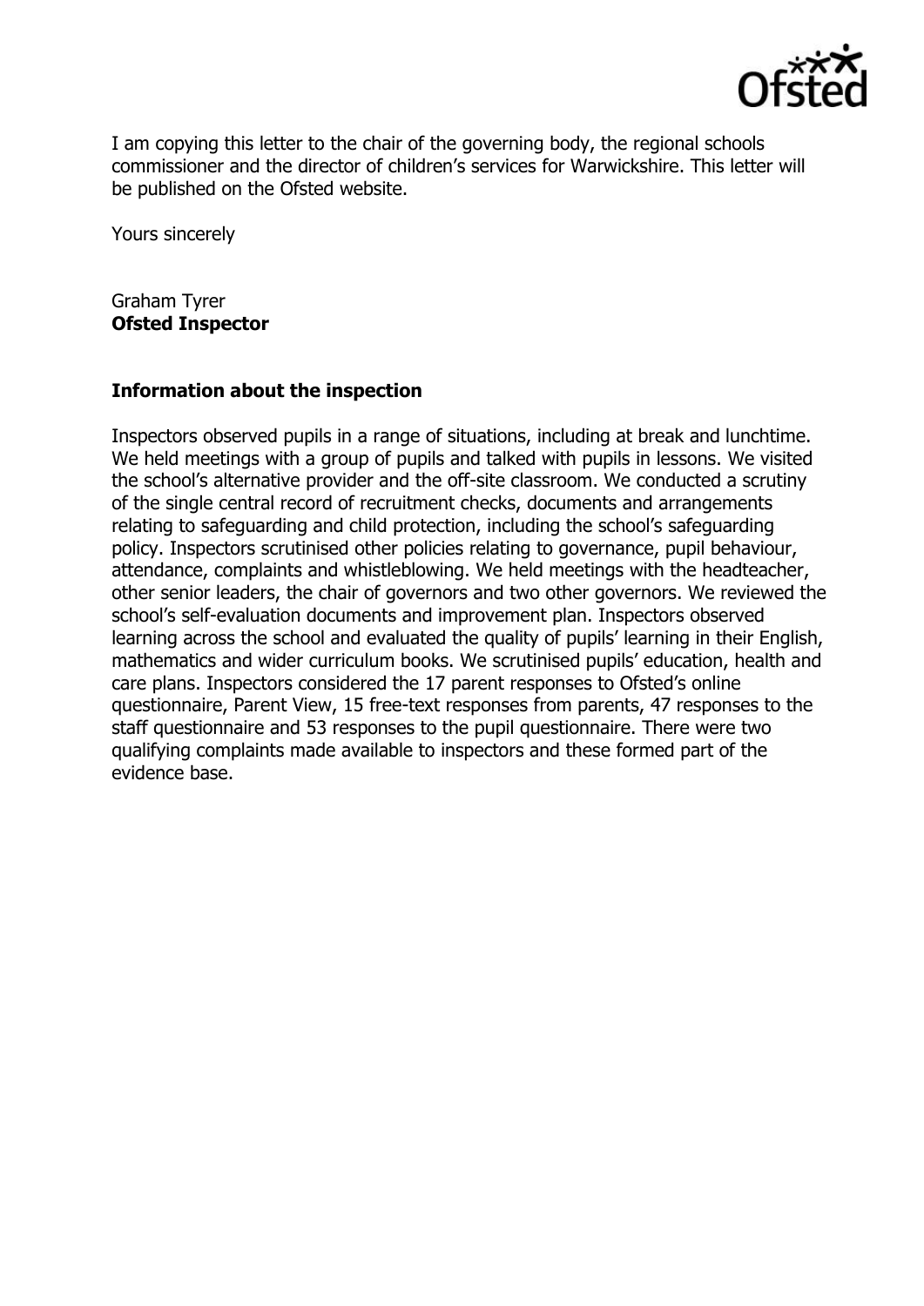I am copying this letter to the chair of the governing body, the regional schools commissioner and the director of children's services for Warwickshire. This letter will be published on the Ofsted website.

Yours sincerely

Graham Tyrer
**Ofsted Inspector**

## Information about the inspection

Inspectors observed pupils in a range of situations, including at break and lunchtime. We held meetings with a group of pupils and talked with pupils in lessons. We visited the school's alternative provider and the off-site classroom. We conducted a scrutiny of the single central record of recruitment checks, documents and arrangements relating to safeguarding and child protection, including the school's safeguarding policy. Inspectors scrutinised other policies relating to governance, pupil behaviour, attendance, complaints and whistleblowing. We held meetings with the headteacher, other senior leaders, the chair of governors and two other governors. We reviewed the school's self-evaluation documents and improvement plan. Inspectors observed learning across the school and evaluated the quality of pupils' learning in their English, mathematics and wider curriculum books. We scrutinised pupils' education, health and care plans. Inspectors considered the 17 parent responses to Ofsted's online questionnaire, Parent View, 15 free-text responses from parents, 47 responses to the staff questionnaire and 53 responses to the pupil questionnaire. There were two qualifying complaints made available to inspectors and these formed part of the evidence base.